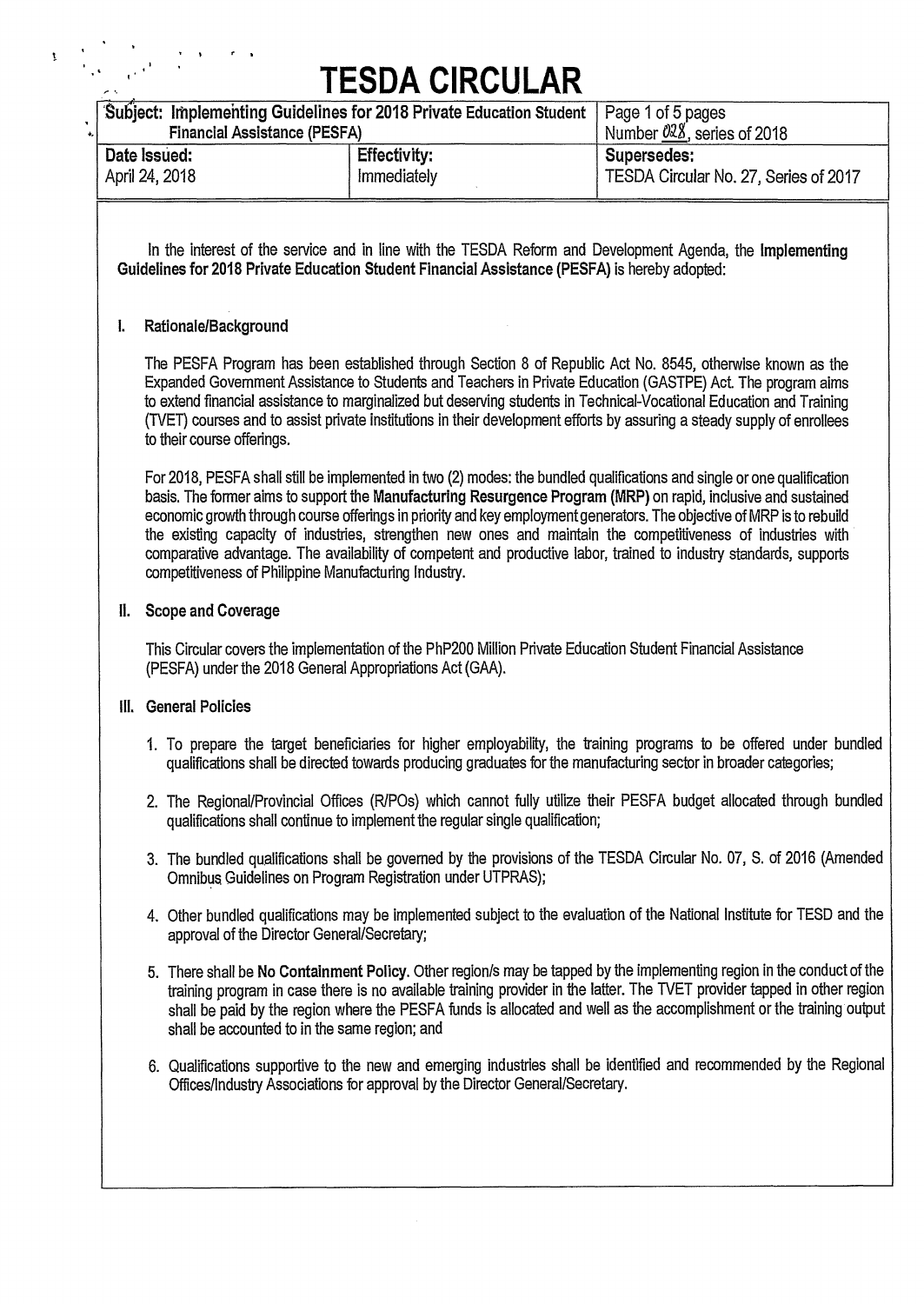# TESDA CIRCULAR

| Subject: Implementing Guidelines for 2018 Private Education Student Financial Assistance (PESFA) | | Page 1 of 5 pages Number 028, series of 2018 |
|---|---|---|
| **Date Issued:** April 24, 2018 | **Effectivity:** Immediately | **Supersedes:** TESDA Circular No. 27, Series of 2017 |

In the interest of the service and in line with the TESDA Reform and Development Agenda, the **Implementing Guidelines for 2018 Private Education Student Financial Assistance (PESFA)** is hereby adopted:

## I. Rationale/Background

The PESFA Program has been established through Section 8 of Republic Act No. 8545, otherwise known as the Expanded Government Assistance to Students and Teachers in Private Education (GASTPE) Act. The program aims to extend financial assistance to marginalized but deserving students in Technical-Vocational Education and Training (TVET) courses and to assist private institutions in their development efforts by assuring a steady supply of enrollees to their course offerings.

For 2018, PESFA shall still be implemented in two (2) modes: the bundled qualifications and single or one qualification basis. The former aims to support the **Manufacturing Resurgence Program (MRP)** on rapid, inclusive and sustained economic growth through course offerings in priority and key employment generators. The objective of MRP is to rebuild the existing capacity of industries, strengthen new ones and maintain the competitiveness of industries with comparative advantage. The availability of competent and productive labor, trained to industry standards, supports competitiveness of Philippine Manufacturing Industry.

## II. Scope and Coverage

This Circular covers the implementation of the PhP200 Million Private Education Student Financial Assistance (PESFA) under the 2018 General Appropriations Act (GAA).

## III. General Policies

1. To prepare the target beneficiaries for higher employability, the training programs to be offered under bundled qualifications shall be directed towards producing graduates for the manufacturing sector in broader categories;

2. The Regional/Provincial Offices (R/POs) which cannot fully utilize their PESFA budget allocated through bundled qualifications shall continue to implement the regular single qualification;

3. The bundled qualifications shall be governed by the provisions of the TESDA Circular No. 07, S. of 2016 (Amended Omnibus Guidelines on Program Registration under UTPRAS);

4. Other bundled qualifications may be implemented subject to the evaluation of the National Institute for TESD and the approval of the Director General/Secretary;

5. There shall be **No Containment Policy**. Other region/s may be tapped by the implementing region in the conduct of the training program in case there is no available training provider in the latter. The TVET provider tapped in other region shall be paid by the region where the PESFA funds is allocated and well as the accomplishment or the training output shall be accounted to in the same region; and

6. Qualifications supportive to the new and emerging industries shall be identified and recommended by the Regional Offices/Industry Associations for approval by the Director General/Secretary.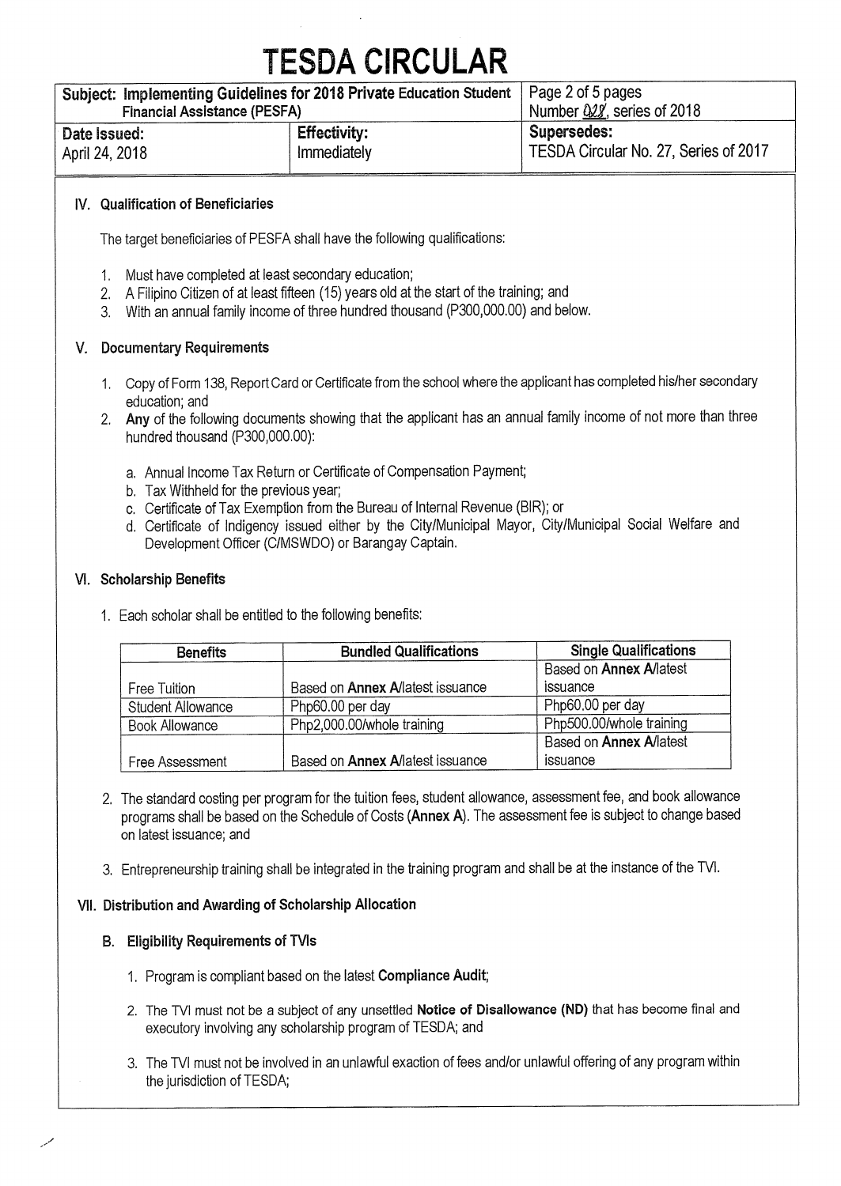# TESDA CIRCULAR

| Subject: Implementing Guidelines for 2018 Private Education Student Financial Assistance (PESFA) | | Number 022, series of 2018 |
|---|---|---|
| **Date Issued:** April 24, 2018 | **Effectivity:** Immediately | **Supersedes:** TESDA Circular No. 27, Series of 2017 |

## IV. Qualification of Beneficiaries

The target beneficiaries of PESFA shall have the following qualifications:

1. Must have completed at least secondary education;
2. A Filipino Citizen of at least fifteen (15) years old at the start of the training; and
3. With an annual family income of three hundred thousand (P300,000.00) and below.

## V. Documentary Requirements

1. Copy of Form 138, Report Card or Certificate from the school where the applicant has completed his/her secondary education; and
2. **Any** of the following documents showing that the applicant has an annual family income of not more than three hundred thousand (P300,000.00):

   a. Annual Income Tax Return or Certificate of Compensation Payment;
   b. Tax Withheld for the previous year;
   c. Certificate of Tax Exemption from the Bureau of Internal Revenue (BIR); or
   d. Certificate of Indigency issued either by the City/Municipal Mayor, City/Municipal Social Welfare and Development Officer (C/MSWDO) or Barangay Captain.

## VI. Scholarship Benefits

1. Each scholar shall be entitled to the following benefits:

| Benefits | Bundled Qualifications | Single Qualifications |
|---|---|---|
| Free Tuition | Based on **Annex A**/latest issuance | Based on **Annex A**/latest issuance |
| Student Allowance | Php60.00 per day | Php60.00 per day |
| Book Allowance | Php2,000.00/whole training | Php500.00/whole training |
| Free Assessment | Based on **Annex A**/latest issuance | Based on **Annex A**/latest issuance |

2. The standard costing per program for the tuition fees, student allowance, assessment fee, and book allowance programs shall be based on the Schedule of Costs (**Annex A**). The assessment fee is subject to change based on latest issuance; and

3. Entrepreneurship training shall be integrated in the training program and shall be at the instance of the TVI.

## VII. Distribution and Awarding of Scholarship Allocation

### B. Eligibility Requirements of TVIs

1. Program is compliant based on the latest **Compliance Audit**;

2. The TVI must not be a subject of any unsettled **Notice of Disallowance (ND)** that has become final and executory involving any scholarship program of TESDA; and

3. The TVI must not be involved in an unlawful exaction of fees and/or unlawful offering of any program within the jurisdiction of TESDA;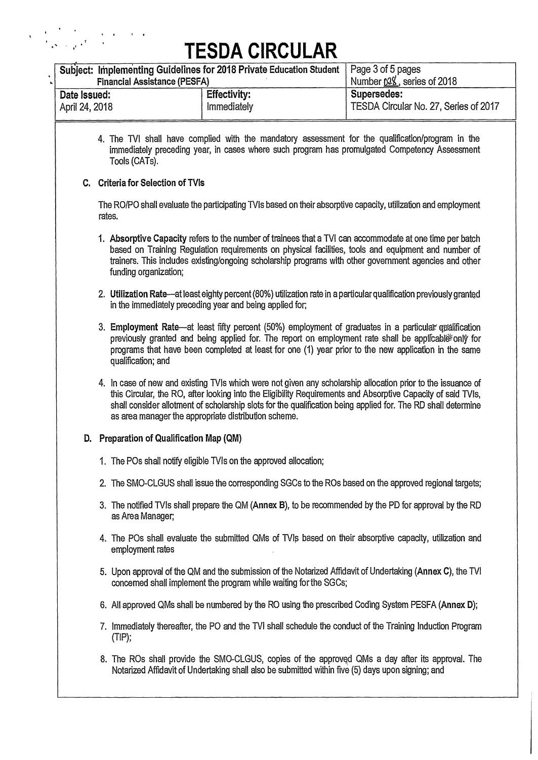# TESDA CIRCULAR

| Subject: Implementing Guidelines for 2018 Private Education Student Financial Assistance (PESFA) | | Page 3 of 5 pages Number 08, series of 2018 |
|---|---|---|
| Date Issued: April 24, 2018 | Effectivity: Immediately | Supersedes: TESDA Circular No. 27, Series of 2017 |

4. The TVI shall have complied with the mandatory assessment for the qualification/program in the immediately preceding year, in cases where such program has promulgated Competency Assessment Tools (CATs).

## C. Criteria for Selection of TVIs

The RO/PO shall evaluate the participating TVIs based on their absorptive capacity, utilization and employment rates.

1. **Absorptive Capacity** refers to the number of trainees that a TVI can accommodate at one time per batch based on Training Regulation requirements on physical facilities, tools and equipment and number of trainers. This includes existing/ongoing scholarship programs with other government agencies and other funding organization;

2. **Utilization Rate**—at least eighty percent (80%) utilization rate in a particular qualification previously granted in the immediately preceding year and being applied for;

3. **Employment Rate**—at least fifty percent (50%) employment of graduates in a particular qualification previously granted and being applied for. The report on employment rate shall be applicable only for programs that have been completed at least for one (1) year prior to the new application in the same qualification; and

4. In case of new and existing TVIs which were not given any scholarship allocation prior to the issuance of this Circular, the RO, after looking into the Eligibility Requirements and Absorptive Capacity of said TVIs, shall consider allotment of scholarship slots for the qualification being applied for. The RD shall determine as area manager the appropriate distribution scheme.

## D. Preparation of Qualification Map (QM)

1. The POs shall notify eligible TVIs on the approved allocation;

2. The SMO-CLGUS shall issue the corresponding SGCs to the ROs based on the approved regional targets;

3. The notified TVIs shall prepare the QM (**Annex B**), to be recommended by the PD for approval by the RD as Area Manager;

4. The POs shall evaluate the submitted QMs of TVIs based on their absorptive capacity, utilization and employment rates

5. Upon approval of the QM and the submission of the Notarized Affidavit of Undertaking (**Annex C**), the TVI concerned shall implement the program while waiting for the SGCs;

6. All approved QMs shall be numbered by the RO using the prescribed Coding System PESFA (**Annex D**);

7. Immediately thereafter, the PO and the TVI shall schedule the conduct of the Training Induction Program (TIP);

8. The ROs shall provide the SMO-CLGUS, copies of the approved QMs a day after its approval. The Notarized Affidavit of Undertaking shall also be submitted within five (5) days upon signing; and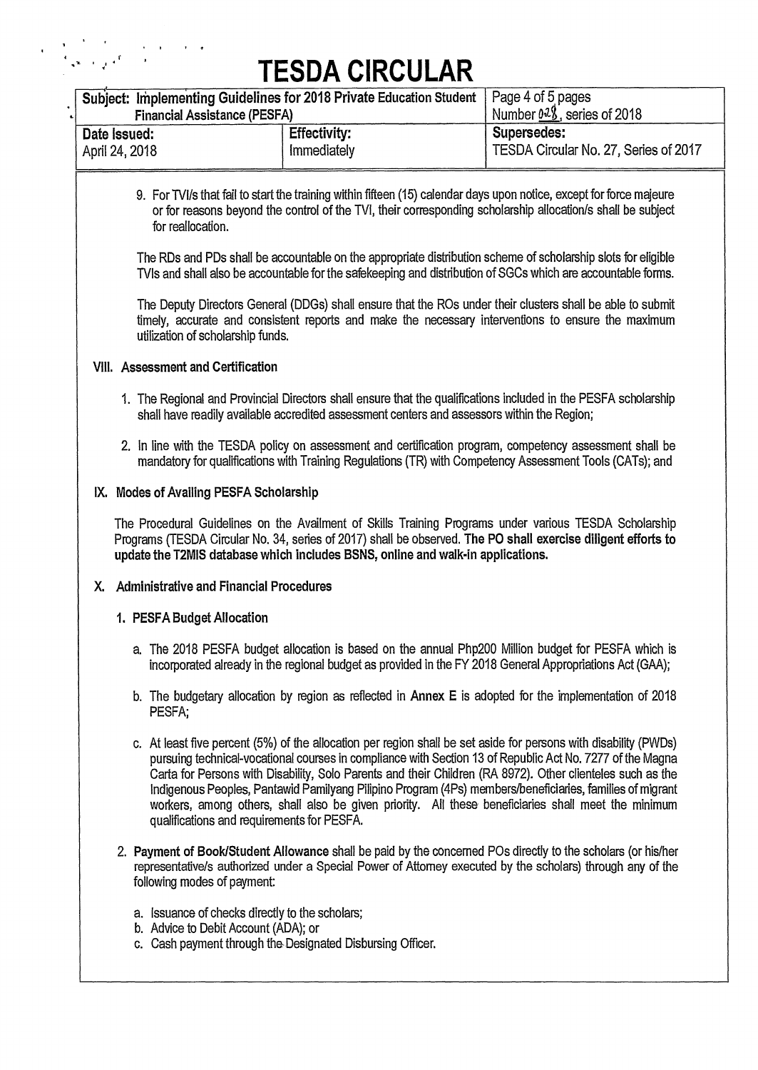9. For TVI/s that fail to start the training within fifteen (15) calendar days upon notice, except for force majeure or for reasons beyond the control of the TVI, their corresponding scholarship allocation/s shall be subject for reallocation.

The RDs and PDs shall be accountable on the appropriate distribution scheme of scholarship slots for eligible TVIs and shall also be accountable for the safekeeping and distribution of SGCs which are accountable forms.

The Deputy Directors General (DDGs) shall ensure that the ROs under their clusters shall be able to submit timely, accurate and consistent reports and make the necessary interventions to ensure the maximum utilization of scholarship funds.

## VIII. Assessment and Certification

1. The Regional and Provincial Directors shall ensure that the qualifications included in the PESFA scholarship shall have readily available accredited assessment centers and assessors within the Region;

2. In line with the TESDA policy on assessment and certification program, competency assessment shall be mandatory for qualifications with Training Regulations (TR) with Competency Assessment Tools (CATs); and

## IX. Modes of Availing PESFA Scholarship

The Procedural Guidelines on the Availment of Skills Training Programs under various TESDA Scholarship Programs (TESDA Circular No. 34, series of 2017) shall be observed. **The PO shall exercise diligent efforts to update the T2MIS database which includes BSNS, online and walk-in applications.**

## X. Administrative and Financial Procedures

### 1. PESFA Budget Allocation

a. The 2018 PESFA budget allocation is based on the annual Php200 Million budget for PESFA which is incorporated already in the regional budget as provided in the FY 2018 General Appropriations Act (GAA);

b. The budgetary allocation by region as reflected in **Annex E** is adopted for the implementation of 2018 PESFA;

c. At least five percent (5%) of the allocation per region shall be set aside for persons with disability (PWDs) pursuing technical-vocational courses in compliance with Section 13 of Republic Act No. 7277 of the Magna Carta for Persons with Disability, Solo Parents and their Children (RA 8972). Other clienteles such as the Indigenous Peoples, Pantawid Pamilyang Pilipino Program (4Ps) members/beneficiaries, families of migrant workers, among others, shall also be given priority. All these beneficiaries shall meet the minimum qualifications and requirements for PESFA.

2. **Payment of Book/Student Allowance** shall be paid by the concerned POs directly to the scholars (or his/her representative/s authorized under a Special Power of Attorney executed by the scholars) through any of the following modes of payment:

   a. Issuance of checks directly to the scholars;
   b. Advice to Debit Account (ADA); or
   c. Cash payment through the Designated Disbursing Officer.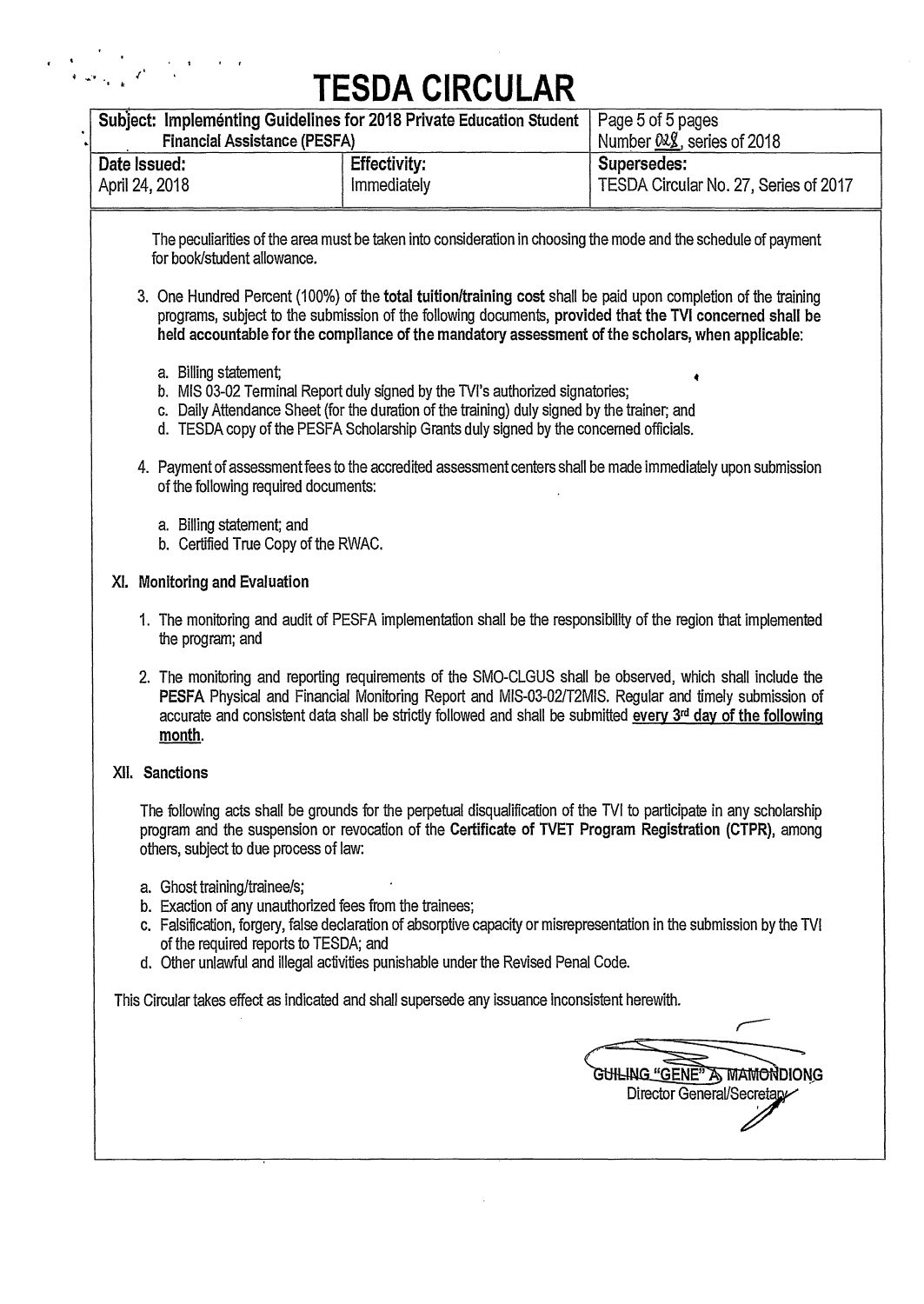The peculiarities of the area must be taken into consideration in choosing the mode and the schedule of payment for book/student allowance.

3. One Hundred Percent (100%) of the **total tuition/training cost** shall be paid upon completion of the training programs, subject to the submission of the following documents, **provided that the TVI concerned shall be held accountable for the compliance of the mandatory assessment of the scholars, when applicable**:

   a. Billing statement;
   b. MIS 03-02 Terminal Report duly signed by the TVI's authorized signatories;
   c. Daily Attendance Sheet (for the duration of the training) duly signed by the trainer; and
   d. TESDA copy of the PESFA Scholarship Grants duly signed by the concerned officials.

4. Payment of assessment fees to the accredited assessment centers shall be made immediately upon submission of the following required documents:

   a. Billing statement; and
   b. Certified True Copy of the RWAC.

## XI. Monitoring and Evaluation

1. The monitoring and audit of PESFA implementation shall be the responsibility of the region that implemented the program; and

2. The monitoring and reporting requirements of the SMO-CLGUS shall be observed, which shall include the **PESFA** Physical and Financial Monitoring Report and MIS-03-02/T2MIS. Regular and timely submission of accurate and consistent data shall be strictly followed and shall be submitted **every 3rd day of the following month**.

## XII. Sanctions

The following acts shall be grounds for the perpetual disqualification of the TVI to participate in any scholarship program and the suspension or revocation of the **Certificate of TVET Program Registration (CTPR)**, among others, subject to due process of law:

a. Ghost training/trainee/s;
b. Exaction of any unauthorized fees from the trainees;
c. Falsification, forgery, false declaration of absorptive capacity or misrepresentation in the submission by the TVI of the required reports to TESDA; and
d. Other unlawful and illegal activities punishable under the Revised Penal Code.

This Circular takes effect as indicated and shall supersede any issuance inconsistent herewith.

GUILING "GENE" A. MAMONDIONG
Director General/Secretary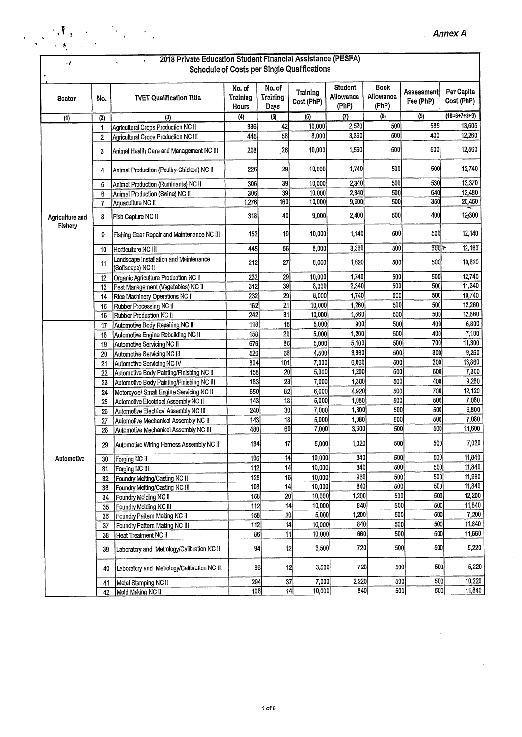*Annex A*

## 2018 Private Education Student Financial Assistance (PESFA)
### Schedule of Costs per Single Qualifications

| Sector | No. | TVET Qualification Title | No. of Training Hours | No. of Training Days | Training Cost (PhP) | Student Allowance (PhP) | Book Allowance (PhP) | Assessment Fee (PhP) | Per Capita Cost (PhP) |
|---|---|---|---|---|---|---|---|---|---|
| (1) | (2) | (3) | (4) | (5) | (6) | (7) | (8) | (9) | (10=6+7+8+9) |
| Agriculture and Fishery | 1 | Agricultural Crops Production NC II | 336 | 42 | 10,000 | 2,520 | 500 | 585 | 13,605 |
| | 2 | Agricultural Crops Production NC III | 445 | 56 | 8,000 | 3,360 | 500 | 400 | 12,260 |
| | 3 | Animal Health Care and Management NC III | 208 | 26 | 10,000 | 1,560 | 500 | 500 | 12,560 |
| | 4 | Animal Production (Poultry-Chicken) NC II | 226 | 29 | 10,000 | 1,740 | 500 | 500 | 12,740 |
| | 5 | Animal Production (Ruminants) NC II | 306 | 39 | 10,000 | 2,340 | 500 | 530 | 13,370 |
| | 6 | Animal Production (Swine) NC II | 306 | 39 | 10,000 | 2,340 | 500 | 640 | 13,480 |
| | 7 | Aquaculture NC II | 1,276 | 160 | 10,000 | 9,600 | 500 | 350 | 20,450 |
| | 8 | Fish Capture NC II | 318 | 40 | 9,000 | 2,400 | 500 | 400 | 12,300 |
| | 9 | Fishing Gear Repair and Maintenance NC III | 152 | 19 | 10,000 | 1,140 | 500 | 500 | 12,140 |
| | 10 | Horticulture NC III | 445 | 56 | 8,000 | 3,360 | 500 | 300 | 12,160 |
| | 11 | Landscape Installation and Maintenance (Softscape) NC II | 212 | 27 | 8,000 | 1,620 | 500 | 500 | 10,620 |
| | 12 | Organic Agriculture Production NC II | 232 | 29 | 10,000 | 1,740 | 500 | 500 | 12,740 |
| | 13 | Pest Management (Vegetables) NC II | 312 | 39 | 8,000 | 2,340 | 500 | 500 | 11,340 |
| | 14 | Rice Machinery Operations NC II | 232 | 29 | 8,000 | 1,740 | 500 | 500 | 10,740 |
| | 15 | Rubber Processing NC II | 162 | 21 | 10,000 | 1,260 | 500 | 500 | 12,260 |
| | 16 | Rubber Production NC II | 242 | 31 | 10,000 | 1,860 | 500 | 500 | 12,860 |
| Automotive | 17 | Automotive Body Repairing NC II | 118 | 15 | 5,000 | 900 | 500 | 400 | 6,800 |
| | 18 | Automotive Engine Rebuilding NC II | 158 | 20 | 5,000 | 1,200 | 500 | 400 | 7,100 |
| | 19 | Automotive Servicing NC II | 676 | 85 | 5,000 | 5,100 | 500 | 700 | 11,300 |
| | 20 | Automotive Servicing NC III | 526 | 66 | 4,500 | 3,960 | 500 | 300 | 9,260 |
| | 21 | Automotive Servicing NC IV | 804 | 101 | 7,000 | 6,060 | 500 | 300 | 13,860 |
| | 22 | Automotive Body Painting/Finishing NC II | 158 | 20 | 5,000 | 1,200 | 500 | 600 | 7,300 |
| | 23 | Automotive Body Painting/Finishing NC III | 183 | 23 | 7,000 | 1,380 | 500 | 400 | 9,280 |
| | 24 | Motorcycle/ Small Engine Servicing NC II | 650 | 82 | 6,000 | 4,920 | 500 | 700 | 12,120 |
| | 25 | Automotive Electrical Assembly NC II | 143 | 18 | 5,000 | 1,080 | 500 | 500 | 7,080 |
| | 26 | Automotive Electrical Assembly NC III | 240 | 30 | 7,000 | 1,800 | 500 | 500 | 9,800 |
| | 27 | Automotive Mechanical Assembly NC II | 143 | 18 | 5,000 | 1,080 | 500 | 500 | 7,080 |
| | 28 | Automotive Mechanical Assembly NC III | 480 | 60 | 7,000 | 3,600 | 500 | 500 | 11,600 |
| | 29 | Automotive Wiring Harness Assembly NC II | 134 | 17 | 5,000 | 1,020 | 500 | 500 | 7,020 |
| | 30 | Forging NC II | 106 | 14 | 10,000 | 840 | 500 | 500 | 11,840 |
| | 31 | Forging NC III | 112 | 14 | 10,000 | 840 | 500 | 500 | 11,840 |
| | 32 | Foundry Melting/Casting NC II | 128 | 16 | 10,000 | 960 | 500 | 500 | 11,960 |
| | 33 | Foundry Melting/Casting NC III | 108 | 14 | 10,000 | 840 | 500 | 500 | 11,840 |
| | 34 | Foundry Molding NC II | 158 | 20 | 10,000 | 1,200 | 500 | 500 | 12,200 |
| | 35 | Foundry Molding NC III | 112 | 14 | 10,000 | 840 | 500 | 500 | 11,840 |
| | 36 | Foundry Pattern Making NC II | 158 | 20 | 5,000 | 1,200 | 500 | 500 | 7,200 |
| | 37 | Foundry Pattern Making NC III | 112 | 14 | 10,000 | 840 | 500 | 500 | 11,840 |
| | 38 | Heat Treatment NC II | 86 | 11 | 10,000 | 660 | 500 | 500 | 11,660 |
| | 39 | Laboratory and Metrology/Calibration NC II | 94 | 12 | 3,500 | 720 | 500 | 500 | 5,220 |
| | 40 | Laboratory and Metrology/Calibration NC III | 96 | 12 | 3,500 | 720 | 500 | 500 | 5,220 |
| | 41 | Metal Stamping NC II | 294 | 37 | 7,000 | 2,220 | 500 | 500 | 10,220 |
| | 42 | Mold Making NC II | 106 | 14 | 10,000 | 840 | 500 | 500 | 11,840 |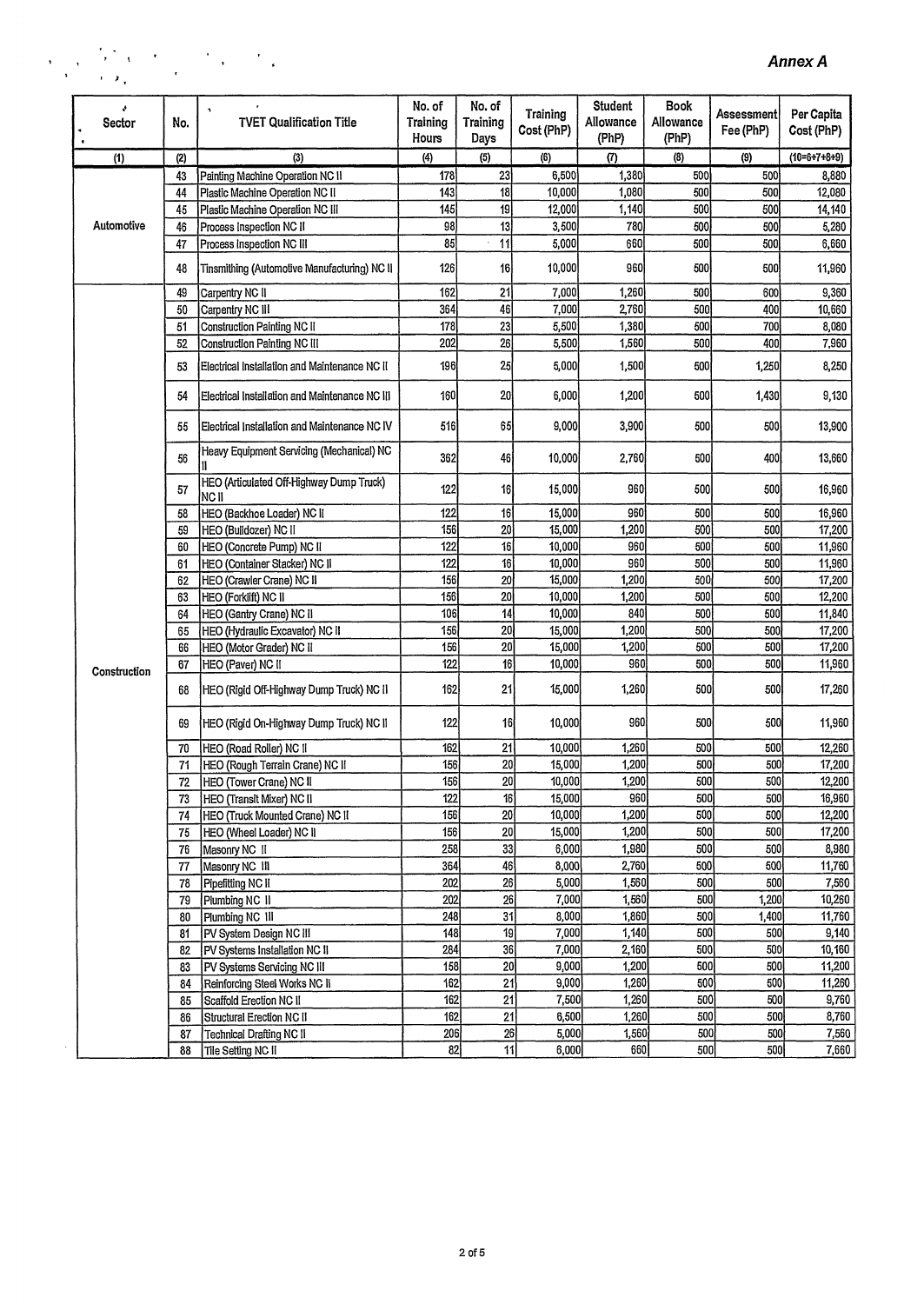*Annex A*

| Sector | No. | TVET Qualification Title | No. of Training Hours | No. of Training Days | Training Cost (PhP) | Student Allowance (PhP) | Book Allowance (PhP) | Assessment Fee (PhP) | Per Capita Cost (PhP) |
|---|---|---|---|---|---|---|---|---|---|
| (1) | (2) | (3) | (4) | (5) | (6) | (7) | (8) | (9) | (10=6+7+8+9) |
| Automotive | 43 | Painting Machine Operation NC II | 178 | 23 | 6,500 | 1,380 | 500 | 500 | 8,880 |
| | 44 | Plastic Machine Operation NC II | 143 | 18 | 10,000 | 1,080 | 500 | 500 | 12,080 |
| | 45 | Plastic Machine Operation NC III | 145 | 19 | 12,000 | 1,140 | 500 | 500 | 14,140 |
| | 46 | Process Inspection NC II | 98 | 13 | 3,500 | 780 | 500 | 500 | 5,280 |
| | 47 | Process Inspection NC III | 85 | 11 | 5,000 | 660 | 500 | 500 | 6,660 |
| | 48 | Tinsmithing (Automotive Manufacturing) NC II | 126 | 16 | 10,000 | 960 | 500 | 500 | 11,960 |
| Construction | 49 | Carpentry NC II | 162 | 21 | 7,000 | 1,260 | 500 | 600 | 9,360 |
| | 50 | Carpentry NC III | 364 | 46 | 7,000 | 2,760 | 500 | 400 | 10,660 |
| | 51 | Construction Painting NC II | 178 | 23 | 5,500 | 1,380 | 500 | 700 | 8,080 |
| | 52 | Construction Painting NC III | 202 | 26 | 5,500 | 1,560 | 500 | 400 | 7,960 |
| | 53 | Electrical Installation and Maintenance NC II | 196 | 25 | 5,000 | 1,500 | 500 | 1,250 | 8,250 |
| | 54 | Electrical Installation and Maintenance NC III | 160 | 20 | 6,000 | 1,200 | 500 | 1,430 | 9,130 |
| | 55 | Electrical Installation and Maintenance NC IV | 516 | 65 | 9,000 | 3,900 | 500 | 500 | 13,900 |
| | 56 | Heavy Equipment Servicing (Mechanical) NC II | 362 | 46 | 10,000 | 2,760 | 500 | 400 | 13,660 |
| | 57 | HEO (Articulated Off-Highway Dump Truck) NC II | 122 | 16 | 15,000 | 960 | 500 | 500 | 16,960 |
| | 58 | HEO (Backhoe Loader) NC II | 122 | 16 | 15,000 | 960 | 500 | 500 | 16,960 |
| | 59 | HEO (Bulldozer) NC II | 156 | 20 | 15,000 | 1,200 | 500 | 500 | 17,200 |
| | 60 | HEO (Concrete Pump) NC II | 122 | 16 | 10,000 | 960 | 500 | 500 | 11,960 |
| | 61 | HEO (Container Stacker) NC II | 122 | 16 | 10,000 | 960 | 500 | 500 | 11,960 |
| | 62 | HEO (Crawler Crane) NC II | 156 | 20 | 15,000 | 1,200 | 500 | 500 | 17,200 |
| | 63 | HEO (Forklift) NC II | 156 | 20 | 10,000 | 1,200 | 500 | 500 | 12,200 |
| | 64 | HEO (Gantry Crane) NC II | 106 | 14 | 10,000 | 840 | 500 | 500 | 11,840 |
| | 65 | HEO (Hydraulic Excavator) NC II | 156 | 20 | 15,000 | 1,200 | 500 | 500 | 17,200 |
| | 66 | HEO (Motor Grader) NC II | 156 | 20 | 15,000 | 1,200 | 500 | 500 | 17,200 |
| | 67 | HEO (Paver) NC II | 122 | 16 | 10,000 | 960 | 500 | 500 | 11,960 |
| | 68 | HEO (Rigid Off-Highway Dump Truck) NC II | 162 | 21 | 15,000 | 1,260 | 500 | 500 | 17,260 |
| | 69 | HEO (Rigid On-Highway Dump Truck) NC II | 122 | 16 | 10,000 | 960 | 500 | 500 | 11,960 |
| | 70 | HEO (Road Roller) NC II | 162 | 21 | 10,000 | 1,260 | 500 | 500 | 12,260 |
| | 71 | HEO (Rough Terrain Crane) NC II | 156 | 20 | 15,000 | 1,200 | 500 | 500 | 17,200 |
| | 72 | HEO (Tower Crane) NC II | 156 | 20 | 10,000 | 1,200 | 500 | 500 | 12,200 |
| | 73 | HEO (Transit Mixer) NC II | 122 | 16 | 15,000 | 960 | 500 | 500 | 16,960 |
| | 74 | HEO (Truck Mounted Crane) NC II | 156 | 20 | 10,000 | 1,200 | 500 | 500 | 12,200 |
| | 75 | HEO (Wheel Loader) NC II | 156 | 20 | 15,000 | 1,200 | 500 | 500 | 17,200 |
| | 76 | Masonry NC II | 258 | 33 | 6,000 | 1,980 | 500 | 500 | 8,980 |
| | 77 | Masonry NC III | 364 | 46 | 8,000 | 2,760 | 500 | 500 | 11,760 |
| | 78 | Pipefitting NC II | 202 | 26 | 5,000 | 1,560 | 500 | 500 | 7,560 |
| | 79 | Plumbing NC II | 202 | 26 | 7,000 | 1,560 | 500 | 1,200 | 10,260 |
| | 80 | Plumbing NC III | 248 | 31 | 8,000 | 1,860 | 500 | 1,400 | 11,760 |
| | 81 | PV System Design NC III | 148 | 19 | 7,000 | 1,140 | 500 | 500 | 9,140 |
| | 82 | PV Systems Installation NC II | 284 | 36 | 7,000 | 2,160 | 500 | 500 | 10,160 |
| | 83 | PV Systems Servicing NC III | 158 | 20 | 9,000 | 1,200 | 500 | 500 | 11,200 |
| | 84 | Reinforcing Steel Works NC II | 162 | 21 | 9,000 | 1,260 | 500 | 500 | 11,260 |
| | 85 | Scaffold Erection NC II | 162 | 21 | 7,500 | 1,260 | 500 | 500 | 9,760 |
| | 86 | Structural Erection NC II | 162 | 21 | 6,500 | 1,260 | 500 | 500 | 8,760 |
| | 87 | Technical Drafting NC II | 206 | 26 | 5,000 | 1,560 | 500 | 500 | 7,560 |
| | 88 | Tile Setting NC II | 82 | 11 | 6,000 | 660 | 500 | 500 | 7,660 |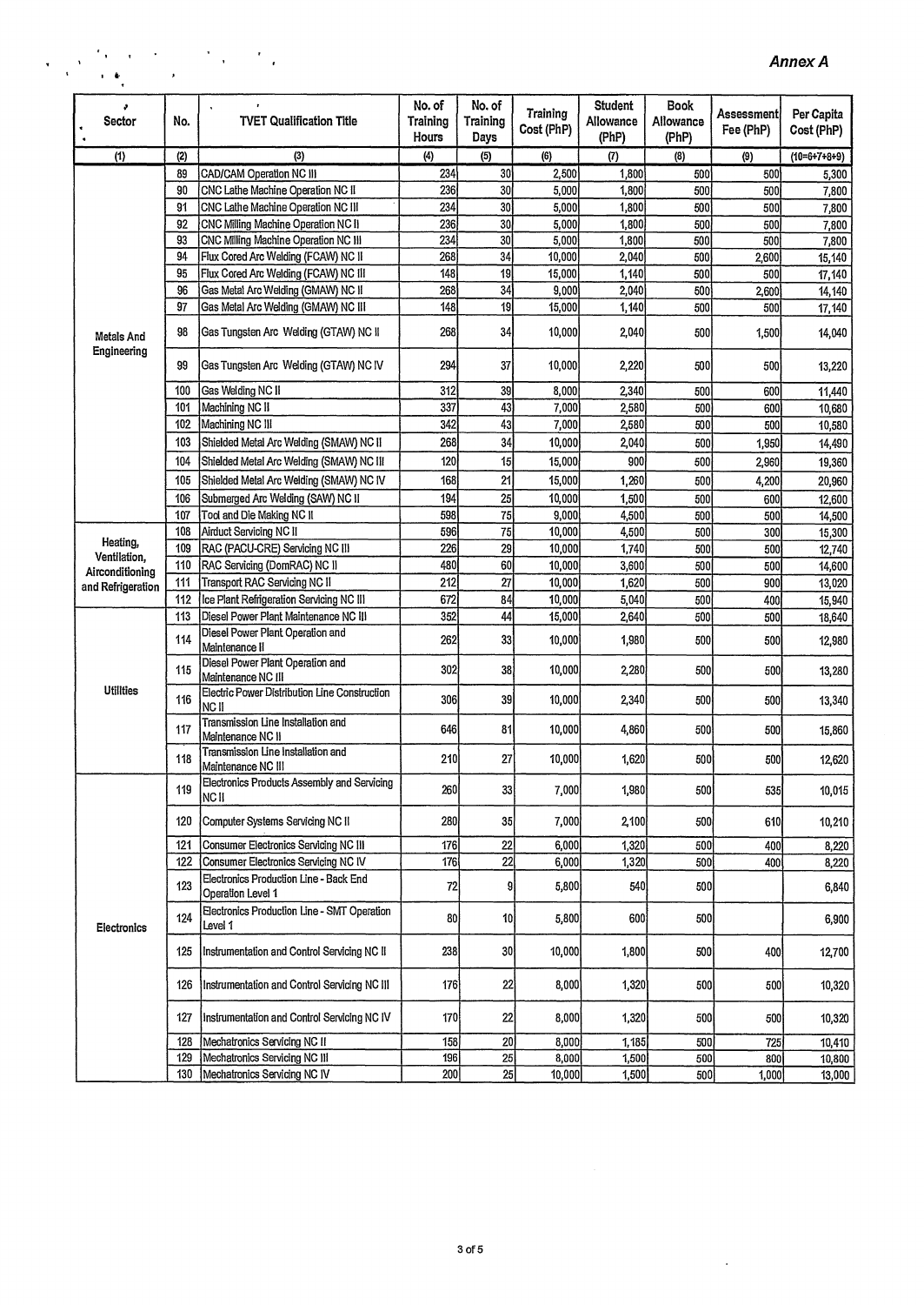*Annex A*

| Sector | No. | TVET Qualification Title | No. of Training Hours | No. of Training Days | Training Cost (PhP) | Student Allowance (PhP) | Book Allowance (PhP) | Assessment Fee (PhP) | Per Capita Cost (PhP) |
|---|---|---|---|---|---|---|---|---|---|
| (1) | (2) | (3) | (4) | (5) | (6) | (7) | (8) | (9) | (10=6+7+8+9) |
| Metals And Engineering | 89 | CAD/CAM Operation NC III | 234 | 30 | 2,500 | 1,800 | 500 | 500 | 5,300 |
| | 90 | CNC Lathe Machine Operation NC II | 236 | 30 | 5,000 | 1,800 | 500 | 500 | 7,800 |
| | 91 | CNC Lathe Machine Operation NC III | 234 | 30 | 5,000 | 1,800 | 500 | 500 | 7,800 |
| | 92 | CNC Milling Machine Operation NC II | 236 | 30 | 5,000 | 1,800 | 500 | 500 | 7,800 |
| | 93 | CNC Milling Machine Operation NC III | 234 | 30 | 5,000 | 1,800 | 500 | 500 | 7,800 |
| | 94 | Flux Cored Arc Welding (FCAW) NC II | 268 | 34 | 10,000 | 2,040 | 500 | 2,600 | 15,140 |
| | 95 | Flux Cored Arc Welding (FCAW) NC III | 148 | 19 | 15,000 | 1,140 | 500 | 500 | 17,140 |
| | 96 | Gas Metal Arc Welding (GMAW) NC II | 268 | 34 | 9,000 | 2,040 | 500 | 2,600 | 14,140 |
| | 97 | Gas Metal Arc Welding (GMAW) NC III | 148 | 19 | 15,000 | 1,140 | 500 | 500 | 17,140 |
| | 98 | Gas Tungsten Arc Welding (GTAW) NC II | 268 | 34 | 10,000 | 2,040 | 500 | 1,500 | 14,040 |
| | 99 | Gas Tungsten Arc Welding (GTAW) NC IV | 294 | 37 | 10,000 | 2,220 | 500 | 500 | 13,220 |
| | 100 | Gas Welding NC II | 312 | 39 | 8,000 | 2,340 | 500 | 600 | 11,440 |
| | 101 | Machining NC II | 337 | 43 | 7,000 | 2,580 | 500 | 600 | 10,680 |
| | 102 | Machining NC III | 342 | 43 | 7,000 | 2,580 | 500 | 500 | 10,580 |
| | 103 | Shielded Metal Arc Welding (SMAW) NC II | 268 | 34 | 10,000 | 2,040 | 500 | 1,950 | 14,490 |
| | 104 | Shielded Metal Arc Welding (SMAW) NC III | 120 | 15 | 15,000 | 900 | 500 | 2,960 | 19,360 |
| | 105 | Shielded Metal Arc Welding (SMAW) NC IV | 168 | 21 | 15,000 | 1,260 | 500 | 4,200 | 20,960 |
| | 106 | Submerged Arc Welding (SAW) NC II | 194 | 25 | 10,000 | 1,500 | 500 | 600 | 12,600 |
| | 107 | Tool and Die Making NC II | 598 | 75 | 9,000 | 4,500 | 500 | 500 | 14,500 |
| Heating, Ventilation, Airconditioning and Refrigeration | 108 | Airduct Servicing NC II | 596 | 75 | 10,000 | 4,500 | 500 | 300 | 15,300 |
| | 109 | RAC (PACU-CRE) Servicing NC III | 226 | 29 | 10,000 | 1,740 | 500 | 500 | 12,740 |
| | 110 | RAC Servicing (DomRAC) NC II | 480 | 60 | 10,000 | 3,600 | 500 | 500 | 14,600 |
| | 111 | Transport RAC Servicing NC II | 212 | 27 | 10,000 | 1,620 | 500 | 900 | 13,020 |
| | 112 | Ice Plant Refrigeration Servicing NC III | 672 | 84 | 10,000 | 5,040 | 500 | 400 | 15,940 |
| Utilities | 113 | Diesel Power Plant Maintenance NC III | 352 | 44 | 15,000 | 2,640 | 500 | 500 | 18,640 |
| | 114 | Diesel Power Plant Operation and Maintenance II | 262 | 33 | 10,000 | 1,980 | 500 | 500 | 12,980 |
| | 115 | Diesel Power Plant Operation and Maintenance NC III | 302 | 38 | 10,000 | 2,280 | 500 | 500 | 13,280 |
| | 116 | Electric Power Distribution Line Construction NC II | 306 | 39 | 10,000 | 2,340 | 500 | 500 | 13,340 |
| | 117 | Transmission Line Installation and Maintenance NC II | 646 | 81 | 10,000 | 4,860 | 500 | 500 | 15,860 |
| | 118 | Transmission Line Installation and Maintenance NC III | 210 | 27 | 10,000 | 1,620 | 500 | 500 | 12,620 |
| Electronics | 119 | Electronics Products Assembly and Servicing NC II | 260 | 33 | 7,000 | 1,980 | 500 | 535 | 10,015 |
| | 120 | Computer Systems Servicing NC II | 280 | 35 | 7,000 | 2,100 | 500 | 610 | 10,210 |
| | 121 | Consumer Electronics Servicing NC III | 176 | 22 | 6,000 | 1,320 | 500 | 400 | 8,220 |
| | 122 | Consumer Electronics Servicing NC IV | 176 | 22 | 6,000 | 1,320 | 500 | 400 | 8,220 |
| | 123 | Electronics Production Line - Back End Operation Level 1 | 72 | 9 | 5,800 | 540 | 500 | | 6,840 |
| | 124 | Electronics Production Line - SMT Operation Level 1 | 80 | 10 | 5,800 | 600 | 500 | | 6,900 |
| | 125 | Instrumentation and Control Servicing NC II | 238 | 30 | 10,000 | 1,800 | 500 | 400 | 12,700 |
| | 126 | Instrumentation and Control Servicing NC III | 176 | 22 | 8,000 | 1,320 | 500 | 500 | 10,320 |
| | 127 | Instrumentation and Control Servicing NC IV | 170 | 22 | 8,000 | 1,320 | 500 | 500 | 10,320 |
| | 128 | Mechatronics Servicing NC II | 158 | 20 | 8,000 | 1,185 | 500 | 725 | 10,410 |
| | 129 | Mechatronics Servicing NC III | 196 | 25 | 8,000 | 1,500 | 500 | 800 | 10,800 |
| | 130 | Mechatronics Servicing NC IV | 200 | 25 | 10,000 | 1,500 | 500 | 1,000 | 13,000 |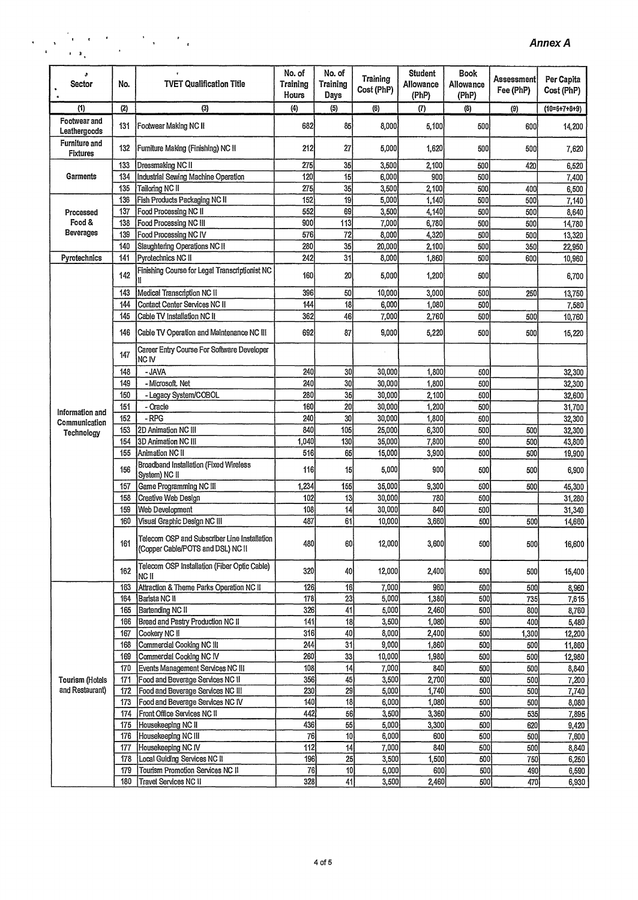*Annex A*

| Sector | No. | TVET Qualification Title | No. of Training Hours | No. of Training Days | Training Cost (PhP) | Student Allowance (PhP) | Book Allowance (PhP) | Assessment Fee (PhP) | Per Capita Cost (PhP) |
|---|---|---|---|---|---|---|---|---|---|
| (1) | (2) | (3) | (4) | (5) | (6) | (7) | (8) | (9) | (10=6+7+8+9) |
| Footwear and Leathergoods | 131 | Footwear Making NC II | 682 | 85 | 8,000 | 5,100 | 500 | 600 | 14,200 |
| Furniture and Fixtures | 132 | Furniture Making (Finishing) NC II | 212 | 27 | 5,000 | 1,620 | 500 | 500 | 7,620 |
| Garments | 133 | Dressmaking NC II | 275 | 35 | 3,500 | 2,100 | 500 | 420 | 6,520 |
| | 134 | Industrial Sewing Machine Operation | 120 | 15 | 6,000 | 900 | 500 | | 7,400 |
| | 135 | Tailoring NC II | 275 | 35 | 3,500 | 2,100 | 500 | 400 | 6,500 |
| Processed Food & Beverages | 136 | Fish Products Packaging NC II | 152 | 19 | 5,000 | 1,140 | 500 | 500 | 7,140 |
| | 137 | Food Processing NC II | 552 | 69 | 3,500 | 4,140 | 500 | 500 | 8,640 |
| | 138 | Food Processing NC III | 900 | 113 | 7,000 | 6,780 | 500 | 500 | 14,780 |
| | 139 | Food Processing NC IV | 576 | 72 | 8,000 | 4,320 | 500 | 500 | 13,320 |
| | 140 | Slaughtering Operations NC II | 280 | 35 | 20,000 | 2,100 | 500 | 350 | 22,950 |
| Pyrotechnics | 141 | Pyrotechnics NC II | 242 | 31 | 8,000 | 1,860 | 500 | 600 | 10,960 |
| Information and Communication Technology | 142 | Finishing Course for Legal Transcriptionist NC II | 160 | 20 | 5,000 | 1,200 | 500 | | 6,700 |
| | 143 | Medical Transcription NC II | 396 | 50 | 10,000 | 3,000 | 500 | 250 | 13,750 |
| | 144 | Contact Center Services NC II | 144 | 18 | 6,000 | 1,080 | 500 | | 7,580 |
| | 145 | Cable TV Installation NC II | 362 | 46 | 7,000 | 2,760 | 500 | 500 | 10,760 |
| | 146 | Cable TV Operation and Maintenance NC III | 692 | 87 | 9,000 | 5,220 | 500 | 500 | 15,220 |
| | 147 | Career Entry Course For Software Developer NC IV | | | | | | | |
| | 148 | - JAVA | 240 | 30 | 30,000 | 1,800 | 500 | | 32,300 |
| | 149 | - Microsoft. Net | 240 | 30 | 30,000 | 1,800 | 500 | | 32,300 |
| | 150 | - Legacy System/COBOL | 280 | 35 | 30,000 | 2,100 | 500 | | 32,600 |
| | 151 | - Oracle | 160 | 20 | 30,000 | 1,200 | 500 | | 31,700 |
| | 152 | - RPG | 240 | 30 | 30,000 | 1,800 | 500 | | 32,300 |
| | 153 | 2D Animation NC III | 840 | 105 | 25,000 | 6,300 | 500 | 500 | 32,300 |
| | 154 | 3D Animation NC III | 1,040 | 130 | 35,000 | 7,800 | 500 | 500 | 43,800 |
| | 155 | Animation NC II | 516 | 65 | 15,000 | 3,900 | 500 | 500 | 19,900 |
| | 156 | Broadband Installation (Fixed Wireless System) NC II | 116 | 15 | 5,000 | 900 | 500 | 500 | 6,900 |
| | 157 | Game Programming NC III | 1,234 | 155 | 35,000 | 9,300 | 500 | 500 | 45,300 |
| | 158 | Creative Web Design | 102 | 13 | 30,000 | 780 | 500 | | 31,280 |
| | 159 | Web Development | 108 | 14 | 30,000 | 840 | 500 | | 31,340 |
| | 160 | Visual Graphic Design NC III | 487 | 61 | 10,000 | 3,660 | 500 | 500 | 14,660 |
| | 161 | Telecom OSP and Subscriber Line Installation (Copper Cable/POTS and DSL) NC II | 480 | 60 | 12,000 | 3,600 | 500 | 500 | 16,600 |
| | 162 | Telecom OSP Installation (Fiber Optic Cable) NC II | 320 | 40 | 12,000 | 2,400 | 500 | 500 | 15,400 |
| Tourism (Hotels and Restaurant) | 163 | Attraction & Theme Parks Operation NC II | 126 | 16 | 7,000 | 960 | 500 | 500 | 8,960 |
| | 164 | Barista NC II | 178 | 23 | 5,000 | 1,380 | 500 | 735 | 7,615 |
| | 165 | Bartending NC II | 326 | 41 | 5,000 | 2,460 | 500 | 800 | 8,760 |
| | 166 | Bread and Pastry Production NC II | 141 | 18 | 3,500 | 1,080 | 500 | 400 | 5,480 |
| | 167 | Cookery NC II | 316 | 40 | 8,000 | 2,400 | 500 | 1,300 | 12,200 |
| | 168 | Commercial Cooking NC III | 244 | 31 | 9,000 | 1,860 | 500 | 500 | 11,860 |
| | 169 | Commercial Cooking NC IV | 260 | 33 | 10,000 | 1,980 | 500 | 500 | 12,980 |
| | 170 | Events Management Services NC III | 108 | 14 | 7,000 | 840 | 500 | 500 | 8,840 |
| | 171 | Food and Beverage Services NC II | 356 | 45 | 3,500 | 2,700 | 500 | 500 | 7,200 |
| | 172 | Food and Beverage Services NC III | 230 | 29 | 5,000 | 1,740 | 500 | 500 | 7,740 |
| | 173 | Food and Beverage Services NC IV | 140 | 18 | 6,000 | 1,080 | 500 | 500 | 8,080 |
| | 174 | Front Office Services NC II | 442 | 56 | 3,500 | 3,360 | 500 | 535 | 7,895 |
| | 175 | Housekeeping NC II | 436 | 55 | 5,000 | 3,300 | 500 | 620 | 9,420 |
| | 176 | Housekeeping NC III | 76 | 10 | 6,000 | 600 | 500 | 500 | 7,600 |
| | 177 | Housekeeping NC IV | 112 | 14 | 7,000 | 840 | 500 | 500 | 8,840 |
| | 178 | Local Guiding Services NC II | 196 | 25 | 3,500 | 1,500 | 500 | 750 | 6,250 |
| | 179 | Tourism Promotion Services NC II | 76 | 10 | 5,000 | 600 | 500 | 490 | 6,590 |
| | 180 | Travel Services NC II | 328 | 41 | 3,500 | 2,460 | 500 | 470 | 6,930 |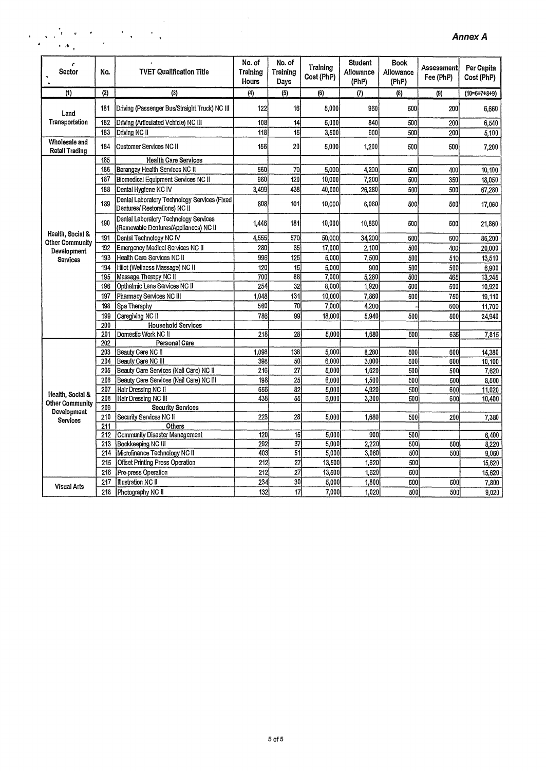*Annex A*

| Sector | No. | TVET Qualification Title | No. of Training Hours | No. of Training Days | Training Cost (PhP) | Student Allowance (PhP) | Book Allowance (PhP) | Assessment Fee (PhP) | Per Capita Cost (PhP) |
|---|---|---|---|---|---|---|---|---|---|
| (1) | (2) | (3) | (4) | (5) | (6) | (7) | (8) | (9) | (10=6+7+8+9) |
| Land Transportation | 181 | Driving (Passenger Bus/Straight Truck) NC III | 122 | 16 | 5,000 | 960 | 500 | 200 | 6,660 |
| | 182 | Driving (Articulated Vehicle) NC III | 108 | 14 | 5,000 | 840 | 500 | 200 | 6,540 |
| | 183 | Driving NC II | 118 | 15 | 3,500 | 900 | 500 | 200 | 5,100 |
| Wholesale and Retail Trading | 184 | Customer Services NC II | 156 | 20 | 5,000 | 1,200 | 500 | 500 | 7,200 |
| Health, Social & Other Community Development Services | 185 | **Health Care Services** | | | | | | | |
| | 186 | Barangay Health Services NC II | 560 | 70 | 5,000 | 4,200 | 500 | 400 | 10,100 |
| | 187 | Biomedical Equipment Services NC II | 960 | 120 | 10,000 | 7,200 | 500 | 350 | 18,050 |
| | 188 | Dental Hygiene NC IV | 3,499 | 438 | 40,000 | 26,280 | 500 | 500 | 67,280 |
| | 189 | Dental Laboratory Technology Services (Fixed Dentures/ Restorations) NC II | 808 | 101 | 10,000 | 6,060 | 500 | 500 | 17,060 |
| | 190 | Dental Laboratory Technology Services (Removable Dentures/Appliances) NC II | 1,446 | 181 | 10,000 | 10,860 | 500 | 500 | 21,860 |
| | 191 | Dental Technology NC IV | 4,555 | 570 | 50,000 | 34,200 | 500 | 500 | 85,200 |
| | 192 | Emergency Medical Services NC II | 280 | 35 | 17,000 | 2,100 | 500 | 400 | 20,000 |
| | 193 | Health Care Services NC II | 996 | 125 | 5,000 | 7,500 | 500 | 510 | 13,510 |
| | 194 | Hilot (Wellness Massage) NC II | 120 | 15 | 5,000 | 900 | 500 | 500 | 6,900 |
| | 195 | Massage Therapy NC II | 700 | 88 | 7,000 | 5,280 | 500 | 465 | 13,245 |
| | 196 | Opthalmic Lens Services NC II | 254 | 32 | 8,000 | 1,920 | 500 | 500 | 10,920 |
| | 197 | Pharmacy Services NC III | 1,048 | 131 | 10,000 | 7,860 | 500 | 750 | 19,110 |
| | 198 | Spa Theraphy | 560 | 70 | 7,000 | 4,200 | - | 500 | 11,700 |
| | 199 | Caregiving NC II | 786 | 99 | 18,000 | 5,940 | 500 | 500 | 24,940 |
| | 200 | **Household Services** | | | | | | | |
| | 201 | Domestic Work NC II | 218 | 28 | 5,000 | 1,680 | 500 | 635 | 7,815 |
| Health, Social & Other Community Development Services | 202 | **Personal Care** | | | | | | | |
| | 203 | Beauty Care NC II | 1,098 | 138 | 5,000 | 8,280 | 500 | 600 | 14,380 |
| | 204 | Beauty Care NC III | 398 | 50 | 6,000 | 3,000 | 500 | 600 | 10,100 |
| | 205 | Beauty Care Services (Nail Care) NC II | 216 | 27 | 5,000 | 1,620 | 500 | 500 | 7,620 |
| | 206 | Beauty Care Services (Nail Care) NC III | 198 | 25 | 6,000 | 1,500 | 500 | 500 | 8,500 |
| | 207 | Hair Dressing NC II | 656 | 82 | 5,000 | 4,920 | 500 | 600 | 11,020 |
| | 208 | Hair Dressing NC III | 438 | 55 | 6,000 | 3,300 | 500 | 600 | 10,400 |
| | 209 | **Security Services** | | | | | | | |
| | 210 | Security Services NC II | 223 | 28 | 5,000 | 1,680 | 500 | 200 | 7,380 |
| | 211 | **Others** | | | | | | | |
| | 212 | Community Disaster Management | 120 | 15 | 5,000 | 900 | 500 | | 6,400 |
| | 213 | Bookkeeping NC III | 292 | 37 | 5,000 | 2,220 | 500 | 500 | 8,220 |
| | 214 | Microfinance Technology NC II | 403 | 51 | 5,000 | 3,060 | 500 | 500 | 9,060 |
| | 215 | Offset Printing Press Operation | 212 | 27 | 13,500 | 1,620 | 500 | | 15,620 |
| | 216 | Pre-press Operation | 212 | 27 | 13,500 | 1,620 | 500 | | 15,620 |
| Visual Arts | 217 | Illustration NC II | 234 | 30 | 5,000 | 1,800 | 500 | 500 | 7,800 |
| | 218 | Photography NC II | 132 | 17 | 7,000 | 1,020 | 500 | 500 | 9,020 |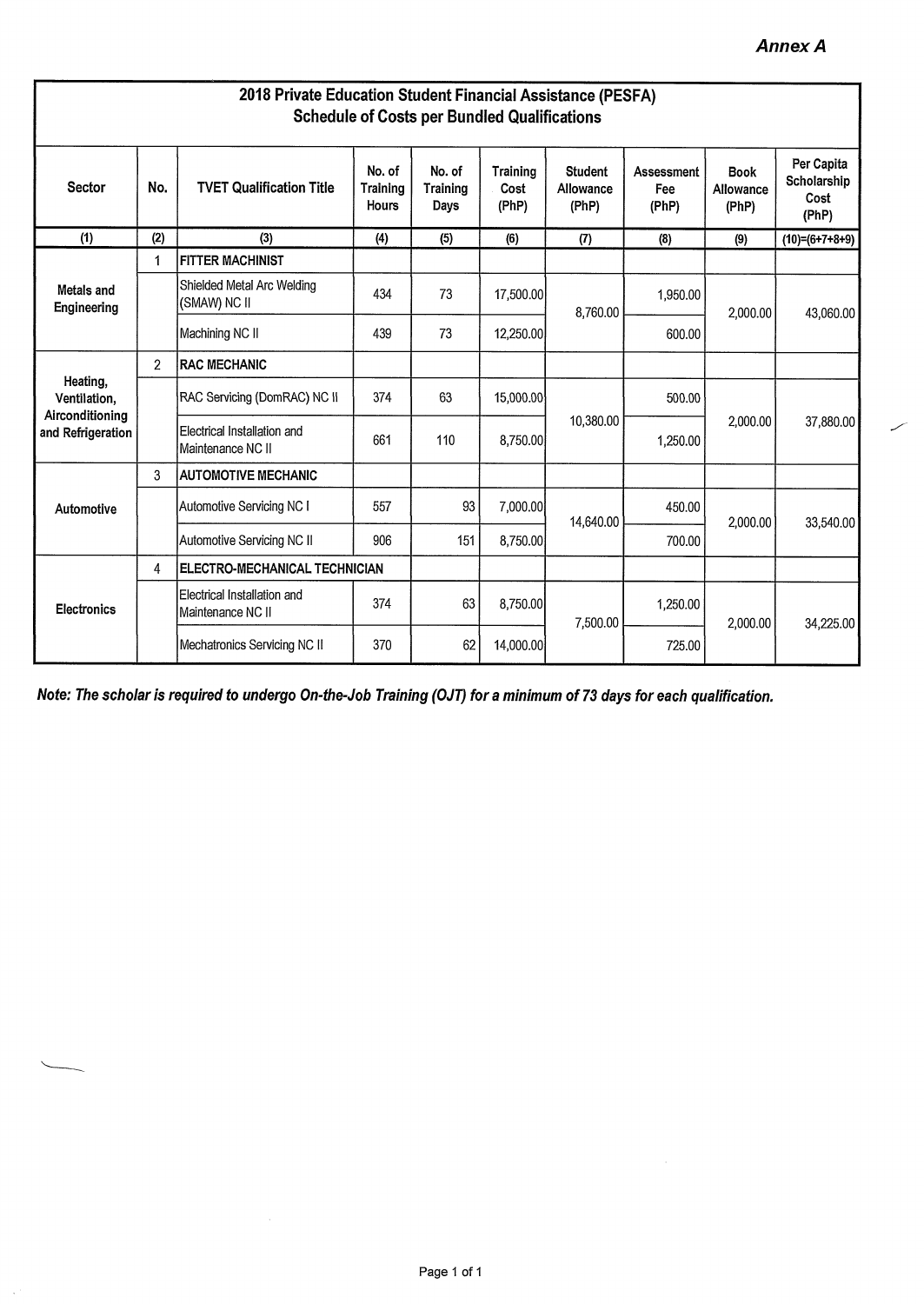**Annex A**

## 2018 Private Education Student Financial Assistance (PESFA)
## Schedule of Costs per Bundled Qualifications

| Sector | No. | TVET Qualification Title | No. of Training Hours | No. of Training Days | Training Cost (PhP) | Student Allowance (PhP) | Assessment Fee (PhP) | Book Allowance (PhP) | Per Capita Scholarship Cost (PhP) |
|---|---|---|---|---|---|---|---|---|---|
| (1) | (2) | (3) | (4) | (5) | (6) | (7) | (8) | (9) | (10)=(6+7+8+9) |
| Metals and Engineering | 1 | **FITTER MACHINIST** | | | | | | | |
| | | Shielded Metal Arc Welding (SMAW) NC II | 434 | 73 | 17,500.00 | 8,760.00 | 1,950.00 | 2,000.00 | 43,060.00 |
| | | Machining NC II | 439 | 73 | 12,250.00 | | 600.00 | | |
| Heating, Ventilation, Airconditioning and Refrigeration | 2 | **RAC MECHANIC** | | | | | | | |
| | | RAC Servicing (DomRAC) NC II | 374 | 63 | 15,000.00 | 10,380.00 | 500.00 | 2,000.00 | 37,880.00 |
| | | Electrical Installation and Maintenance NC II | 661 | 110 | 8,750.00 | | 1,250.00 | | |
| Automotive | 3 | **AUTOMOTIVE MECHANIC** | | | | | | | |
| | | Automotive Servicing NC I | 557 | 93 | 7,000.00 | 14,640.00 | 450.00 | 2,000.00 | 33,540.00 |
| | | Automotive Servicing NC II | 906 | 151 | 8,750.00 | | 700.00 | | |
| Electronics | 4 | **ELECTRO-MECHANICAL TECHNICIAN** | | | | | | | |
| | | Electrical Installation and Maintenance NC II | 374 | 63 | 8,750.00 | 7,500.00 | 1,250.00 | 2,000.00 | 34,225.00 |
| | | Mechatronics Servicing NC II | 370 | 62 | 14,000.00 | | 725.00 | | |

***Note: The scholar is required to undergo On-the-Job Training (OJT) for a minimum of 73 days for each qualification.***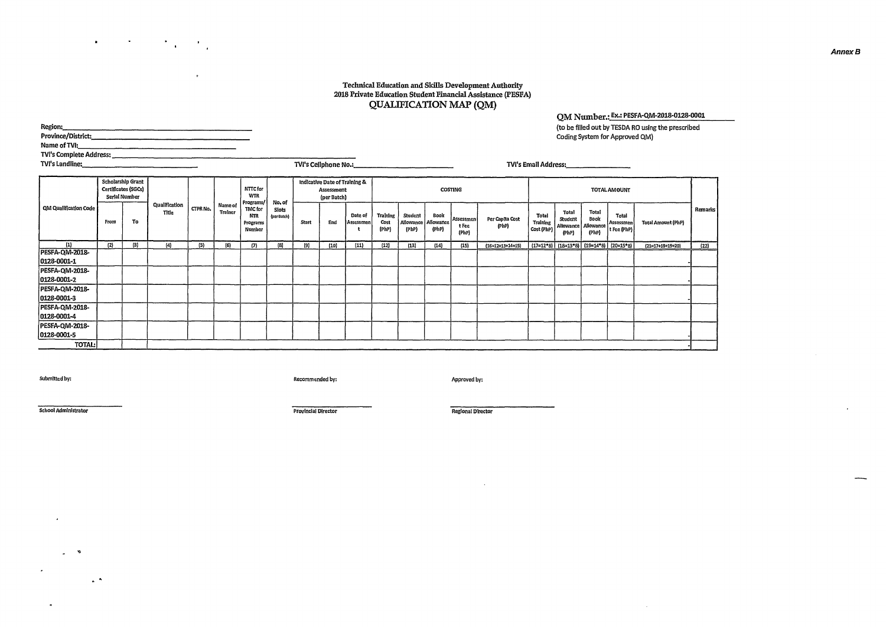*Annex B*

**Technical Education and Skills Development Authority**
**2018 Private Education Student Financial Assistance (PESFA)**
**QUALIFICATION MAP (QM)**

**QM Number.:** Ex.: PESFA-QM-2018-0128-0001
(to be filled out by TESDA RO using the prescribed Coding System for Approved QM)

Region:\_\_\_\_\_\_\_\_\_\_\_\_\_\_\_\_\_\_\_\_\_\_\_\_\_\_\_\_\_\_\_\_
Province/District:\_\_\_\_\_\_\_\_\_\_\_\_\_\_\_\_\_\_\_\_\_\_\_\_\_\_\_\_\_\_\_\_
Name of TVI:\_\_\_\_\_\_\_\_\_\_\_\_\_\_\_\_\_\_\_\_\_\_\_\_\_\_\_\_\_\_\_\_
TVI's Complete Address: \_\_\_\_\_\_\_\_\_\_\_\_\_\_\_\_\_\_\_\_\_\_\_\_\_\_\_\_\_\_\_\_
TVI's Landline:\_\_\_\_\_\_\_\_\_\_\_\_\_\_\_\_ TVI's Cellphone No.:\_\_\_\_\_\_\_\_\_\_\_\_\_\_\_\_ TVI's Email Address:\_\_\_\_\_\_\_\_\_\_\_\_\_\_\_\_

| QM Qualification Code | Scholarship Grant Certificates (SGCs) Serial Number | | Qualification Title | CTPR No. | Name of Trainer | NTTC for WTR Programs/ TMC for NTR Programs Number | No. of Slots (per Batch) | Indicative Date of Training & Assessment (per Batch) | | | COSTING | | | | | TOTAL AMOUNT | | | | | Remarks |
|---|---|---|---|---|---|---|---|---|---|---|---|---|---|---|---|---|---|---|---|---|---|
| | From | To | | | | | | Start | End | Date of Assessment | Training Cost (PhP) | Student Allowance (PhP) | Book Allowance (PhP) | Assessment Fee (PhP) | Per Capita Cost (PhP) | Total Training Cost (PhP) | Total Student Allowance (PhP) | Total Book Allowance (PhP) | Total Assessment Fee (PhP) | Total Amount (PhP) | |
| (1) | (2) | (3) | (4) | (5) | (6) | (7) | (8) | (9) | (10) | (11) | (12) | (13) | (14) | (15) | (16=12+13+14+15) | (17=12*8) | (18=13*8) | (19=14*8) | (20=15*8) | (21=17+18+19+20) | (22) |
| PESFA-QM-2018-0128-0001-1 | | | | | | | | | | | | | | | | | | | | - | |
| PESFA-QM-2018-0128-0001-2 | | | | | | | | | | | | | | | | | | | | - | |
| PESFA-QM-2018-0128-0001-3 | | | | | | | | | | | | | | | | | | | | - | |
| PESFA-QM-2018-0128-0001-4 | | | | | | | | | | | | | | | | | | | | - | |
| PESFA-QM-2018-0128-0001-5 | | | | | | | | | | | | | | | | | | | | - | |
| TOTAL: | | | | | | | | | | | | | | | | | | | | - | |

Submitted by: Recommended by: Approved by:

\_\_\_\_\_\_\_\_\_\_\_\_\_\_\_\_ \_\_\_\_\_\_\_\_\_\_\_\_\_\_\_\_ \_\_\_\_\_\_\_\_\_\_\_\_\_\_\_\_
School Administrator Provincial Director Regional Director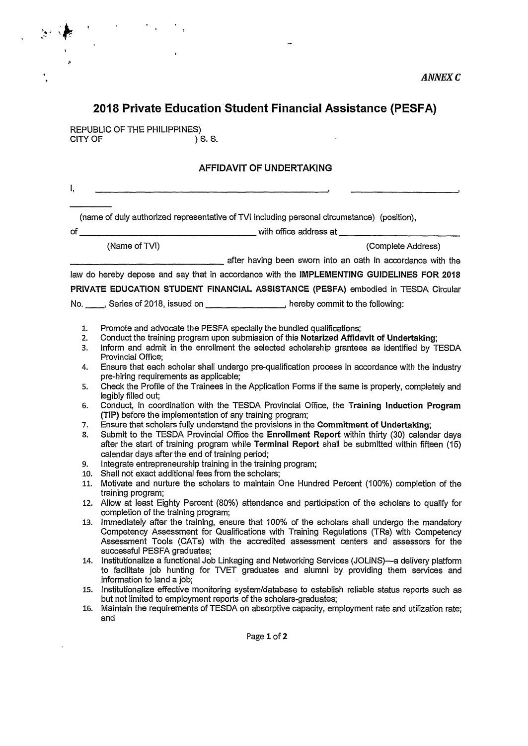*ANNEX C*

# 2018 Private Education Student Financial Assistance (PESFA)

REPUBLIC OF THE PHILIPPINES)
CITY OF ) S. S.

## AFFIDAVIT OF UNDERTAKING

I, ____________________________________________, ____________________, __________

(name of duly authorized representative of TVI including personal circumstance) (position),

of ________________________________ with office address at ________________________

(Name of TVI) (Complete Address)

______________________________ after having been sworn into an oath in accordance with the law do hereby depose and say that in accordance with the **IMPLEMENTING GUIDELINES FOR 2018 PRIVATE EDUCATION STUDENT FINANCIAL ASSISTANCE (PESFA)** embodied in TESDA Circular No. ____, Series of 2018, issued on _______________, hereby commit to the following:

1. Promote and advocate the PESFA specially the bundled qualifications;
2. Conduct the training program upon submission of this **Notarized Affidavit of Undertaking**;
3. Inform and admit in the enrollment the selected scholarship grantees as identified by TESDA Provincial Office;
4. Ensure that each scholar shall undergo pre-qualification process in accordance with the industry pre-hiring requirements as applicable;
5. Check the Profile of the Trainees in the Application Forms if the same is properly, completely and legibly filled out;
6. Conduct, in coordination with the TESDA Provincial Office, the **Training Induction Program (TIP)** before the implementation of any training program;
7. Ensure that scholars fully understand the provisions in the **Commitment of Undertaking**;
8. Submit to the TESDA Provincial Office the **Enrollment Report** within thirty (30) calendar days after the start of training program while **Terminal Report** shall be submitted within fifteen (15) calendar days after the end of training period;
9. Integrate entrepreneurship training in the training program;
10. Shall not exact additional fees from the scholars;
11. Motivate and nurture the scholars to maintain One Hundred Percent (100%) completion of the training program;
12. Allow at least Eighty Percent (80%) attendance and participation of the scholars to qualify for completion of the training program;
13. Immediately after the training, ensure that 100% of the scholars shall undergo the mandatory Competency Assessment for Qualifications with Training Regulations (TRs) with Competency Assessment Tools (CATs) with the accredited assessment centers and assessors for the successful PESFA graduates;
14. Institutionalize a functional Job Linkaging and Networking Services (JOLiNS)—a delivery platform to facilitate job hunting for TVET graduates and alumni by providing them services and information to land a job;
15. Institutionalize effective monitoring system/database to establish reliable status reports such as but not limited to employment reports of the scholars-graduates;
16. Maintain the requirements of TESDA on absorptive capacity, employment rate and utilization rate; and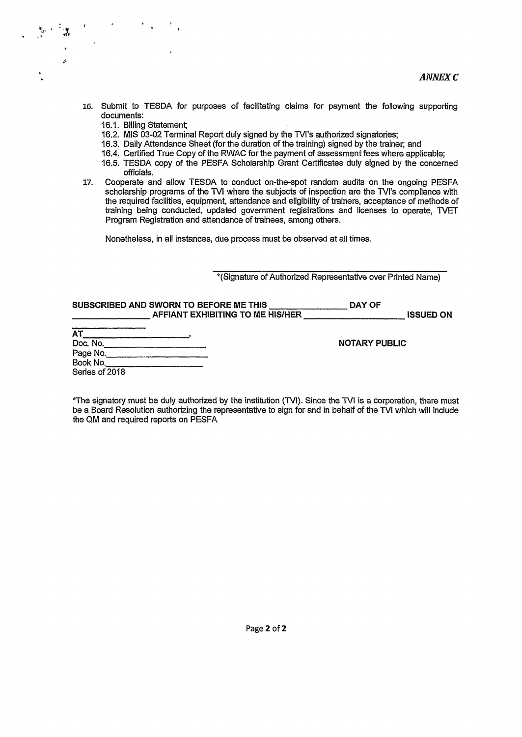*ANNEX C*

16. Submit to TESDA for purposes of facilitating claims for payment the following supporting documents:
    16.1. Billing Statement;
    16.2. MIS 03-02 Terminal Report duly signed by the TVI's authorized signatories;
    16.3. Daily Attendance Sheet (for the duration of the training) signed by the trainer; and
    16.4. Certified True Copy of the RWAC for the payment of assessment fees where applicable;
    16.5. TESDA copy of the PESFA Scholarship Grant Certificates duly signed by the concerned officials.
17. Cooperate and allow TESDA to conduct on-the-spot random audits on the ongoing PESFA scholarship programs of the TVI where the subjects of inspection are the TVI's compliance with the required facilities, equipment, attendance and eligibility of trainers, acceptance of methods of training being conducted, updated government registrations and licenses to operate, TVET Program Registration and attendance of trainees, among others.

Nonetheless, in all instances, due process must be observed at all times.

\_\_\_\_\_\_\_\_\_\_\_\_\_\_\_\_\_\_\_\_\_\_\_\_\_\_\_\_\_\_\_\_\_\_\_\_\_\_\_\_
*(Signature of Authorized Representative over Printed Name)

**SUBSCRIBED AND SWORN TO BEFORE ME THIS \_\_\_\_\_\_\_\_\_\_\_\_ DAY OF \_\_\_\_\_\_\_\_\_\_\_\_ AFFIANT EXHIBITING TO ME HIS/HER \_\_\_\_\_\_\_\_\_\_\_\_\_\_\_\_ ISSUED ON \_\_\_\_\_\_\_\_\_\_\_\_**

**AT**\_\_\_\_\_\_\_\_\_\_\_\_\_\_\_\_\_\_.

Doc. No.\_\_\_\_\_\_\_\_\_\_\_\_\_\_\_\_
Page No.\_\_\_\_\_\_\_\_\_\_\_\_\_\_\_\_
Book No.\_\_\_\_\_\_\_\_\_\_\_\_\_\_\_\_
Series of 2018

**NOTARY PUBLIC**

*The signatory must be duly authorized by the institution (TVI). Since the TVI is a corporation, there must be a Board Resolution authorizing the representative to sign for and in behalf of the TVI which will include the QM and required reports on PESFA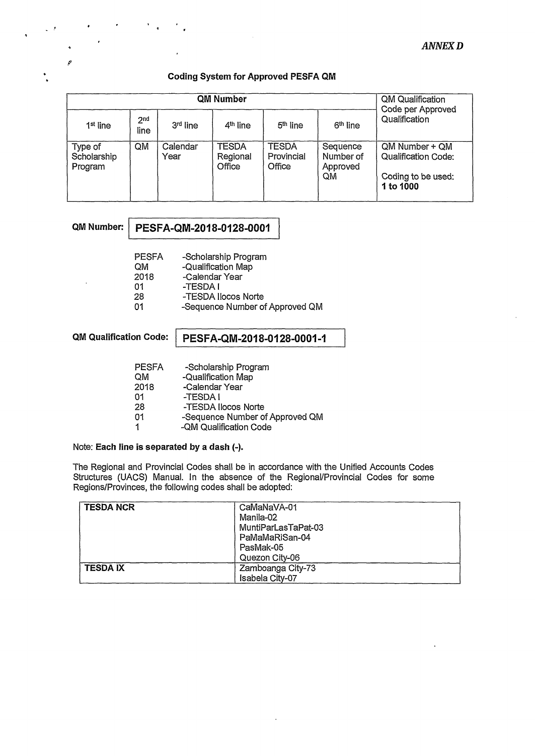*ANNEX D*

**Coding System for Approved PESFA QM**

| QM Number | | | | | | QM Qualification Code per Approved Qualification |
|---|---|---|---|---|---|---|
| 1st line | 2nd line | 3rd line | 4th line | 5th line | 6th line | |
| Type of Scholarship Program | QM | Calendar Year | TESDA Regional Office | TESDA Provincial Office | Sequence Number of Approved QM | QM Number + QM Qualification Code:<br><br>Coding to be used: **1 to 1000** |

**QM Number:** **PESFA-QM-2018-0128-0001**

| | |
|---|---|
| PESFA | -Scholarship Program |
| QM | -Qualification Map |
| 2018 | -Calendar Year |
| 01 | -TESDA I |
| 28 | -TESDA Ilocos Norte |
| 01 | -Sequence Number of Approved QM |

**QM Qualification Code:** **PESFA-QM-2018-0128-0001-1**

| | |
|---|---|
| PESFA | -Scholarship Program |
| QM | -Qualification Map |
| 2018 | -Calendar Year |
| 01 | -TESDA I |
| 28 | -TESDA Ilocos Norte |
| 01 | -Sequence Number of Approved QM |
| 1 | -QM Qualification Code |

Note: **Each line is separated by a dash (-).**

The Regional and Provincial Codes shall be in accordance with the Unified Accounts Codes Structures (UACS) Manual. In the absence of the Regional/Provincial Codes for some Regions/Provinces, the following codes shall be adopted:

| | |
|---|---|
| **TESDA NCR** | CaMaNaVA-01<br>Manila-02<br>MuntiParLasTaPat-03<br>PaMaMaRiSan-04<br>PasMak-05<br>Quezon City-06 |
| **TESDA IX** | Zamboanga City-73<br>Isabela City-07 |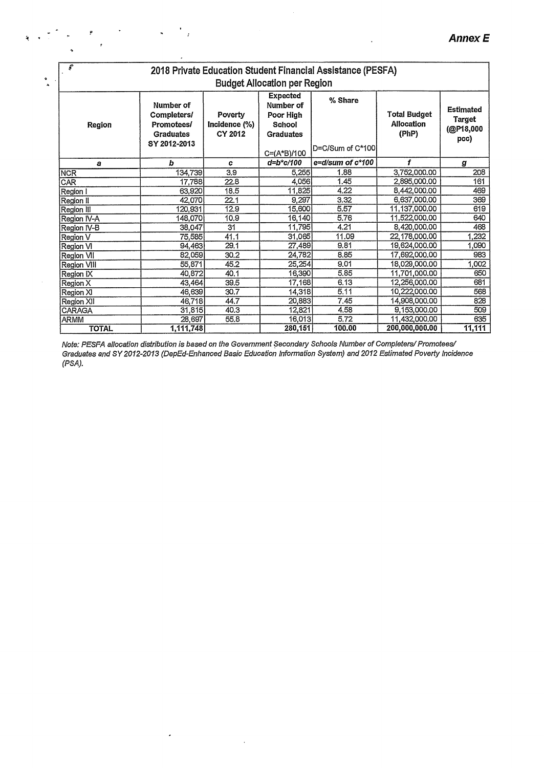*Annex E*

## 2018 Private Education Student Financial Assistance (PESFA) Budget Allocation per Region

| Region | Number of Completers/ Promotees/ Graduates SY 2012-2013 | Poverty Incidence (%) CY 2012 | Expected Number of Poor High School Graduates C=(A*B)/100 | % Share D=C/Sum of C*100 | Total Budget Allocation (PhP) | Estimated Target (@P18,000 pcc) |
|---|---|---|---|---|---|---|
| *a* | *b* | *c* | *d=b*c/100* | *e=d/sum of c*100* | *f* | *g* |
| NCR | 134,739 | 3.9 | 5,255 | 1.88 | 3,752,000.00 | 208 |
| CAR | 17,788 | 22.8 | 4,056 | 1.45 | 2,895,000.00 | 161 |
| Region I | 63,920 | 18.5 | 11,825 | 4.22 | 8,442,000.00 | 469 |
| Region II | 42,070 | 22.1 | 9,297 | 3.32 | 6,637,000.00 | 369 |
| Region III | 120,931 | 12.9 | 15,600 | 5.57 | 11,137,000.00 | 619 |
| Region IV-A | 148,070 | 10.9 | 16,140 | 5.76 | 11,522,000.00 | 640 |
| Region IV-B | 38,047 | 31 | 11,795 | 4.21 | 8,420,000.00 | 468 |
| Region V | 75,585 | 41.1 | 31,065 | 11.09 | 22,178,000.00 | 1,232 |
| Region VI | 94,463 | 29.1 | 27,489 | 9.81 | 19,624,000.00 | 1,090 |
| Region VII | 82,059 | 30.2 | 24,782 | 8.85 | 17,692,000.00 | 983 |
| Region VIII | 55,871 | 45.2 | 25,254 | 9.01 | 18,029,000.00 | 1,002 |
| Region IX | 40,872 | 40.1 | 16,390 | 5.85 | 11,701,000.00 | 650 |
| Region X | 43,464 | 39.5 | 17,168 | 6.13 | 12,256,000.00 | 681 |
| Region XI | 46,639 | 30.7 | 14,318 | 5.11 | 10,222,000.00 | 568 |
| Region XII | 46,718 | 44.7 | 20,883 | 7.45 | 14,908,000.00 | 828 |
| CARAGA | 31,815 | 40.3 | 12,821 | 4.58 | 9,153,000.00 | 509 |
| ARMM | 28,697 | 55.8 | 16,013 | 5.72 | 11,432,000.00 | 635 |
| **TOTAL** | **1,111,748** | | **280,151** | **100.00** | **200,000,000.00** | **11,111** |

*Note: PESFA allocation distribution is based on the Government Secondary Schools Number of Completers/ Promotees/ Graduates and SY 2012-2013 (DepEd-Enhanced Basic Education Information System) and 2012 Estimated Poverty Incidence (PSA).*